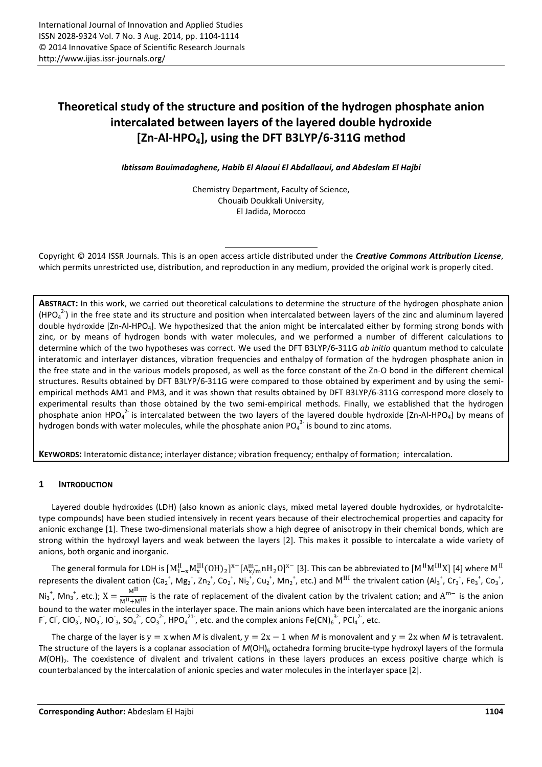# Theoretical study of the structure and position of the hydrogen phosphate anion intercalated between layers of the layered double hydroxide [Zn-Al-HPO$_4$], using the DFT B3LYP/6-311G method

***Ibtissam Bouimadaghene, Habib El Alaoui El Abdallaoui, and Abdeslam El Hajbi***

Chemistry Department, Faculty of Science,
Chouaïb Doukkali University,
El Jadida, Morocco

Copyright © 2014 ISSR Journals. This is an open access article distributed under the ***Creative Commons Attribution License***, which permits unrestricted use, distribution, and reproduction in any medium, provided the original work is properly cited.

**ABSTRACT:** In this work, we carried out theoretical calculations to determine the structure of the hydrogen phosphate anion ($HPO_4^{2-}$) in the free state and its structure and position when intercalated between layers of the zinc and aluminum layered double hydroxide [Zn-Al-HPO$_4$]. We hypothesized that the anion might be intercalated either by forming strong bonds with zinc, or by means of hydrogen bonds with water molecules, and we performed a number of different calculations to determine which of the two hypotheses was correct. We used the DFT B3LYP/6-311G *ab initio* quantum method to calculate interatomic and interlayer distances, vibration frequencies and enthalpy of formation of the hydrogen phosphate anion in the free state and in the various models proposed, as well as the force constant of the Zn-O bond in the different chemical structures. Results obtained by DFT B3LYP/6-311G were compared to those obtained by experiment and by using the semi-empirical methods AM1 and PM3, and it was shown that results obtained by DFT B3LYP/6-311G correspond more closely to experimental results than those obtained by the two semi-empirical methods. Finally, we established that the hydrogen phosphate anion $HPO_4^{2-}$ is intercalated between the two layers of the layered double hydroxide [Zn-Al-HPO$_4$] by means of hydrogen bonds with water molecules, while the phosphate anion $PO_4^{3-}$ is bound to zinc atoms.

**KEYWORDS:** Interatomic distance; interlayer distance; vibration frequency; enthalpy of formation; intercalation.

## 1 INTRODUCTION

Layered double hydroxides (LDH) (also known as anionic clays, mixed metal layered double hydroxides, or hydrotalcite-type compounds) have been studied intensively in recent years because of their electrochemical properties and capacity for anionic exchange [1]. These two-dimensional materials show a high degree of anisotropy in their chemical bonds, which are strong within the hydroxyl layers and weak between the layers [2]. This makes it possible to intercalate a wide variety of anions, both organic and inorganic.

The general formula for LDH is $[M^{II}_{1-x}M^{III}_{x}(OH)_2]^{x+}[A^{m-}_{x/m}nH_2O]^{x-}$ [3]. This can be abbreviated to $[M^{II}M^{III}X]$ [4] where $M^{II}$ represents the divalent cation ($Ca_2^+$, $Mg_2^+$, $Zn_2^+$, $Co_2^+$, $Ni_2^+$, $Cu_2^+$, $Mn_2^+$, etc.) and $M^{III}$ the trivalent cation ($Al_3^+$, $Cr_3^+$, $Fe_3^+$, $Co_3^+$, $Ni_3^+$, $Mn_3^+$, etc.); $X = \frac{M^{II}}{M^{II}+M^{III}}$ is the rate of replacement of the divalent cation by the trivalent cation; and $A^{m-}$ is the anion bound to the water molecules in the interlayer space. The main anions which have been intercalated are the inorganic anions $F^-$, $Cl^-$, $ClO_3^-$, $NO_3^-$, $IO_3^-$, $SO_4^{2-}$, $CO_3^{2-}$, $HPO_4^{21-}$, etc. and the complex anions $Fe(CN)_6^{3-}$, $PCl_4^{2-}$, etc.

The charge of the layer is $y = x$ when *M* is divalent, $y = 2x - 1$ when *M* is monovalent and $y = 2x$ when *M* is tetravalent. The structure of the layers is a coplanar association of *M*(OH)$_6$ octahedra forming brucite-type hydroxyl layers of the formula *M*(OH)$_2$. The coexistence of divalent and trivalent cations in these layers produces an excess positive charge which is counterbalanced by the intercalation of anionic species and water molecules in the interlayer space [2].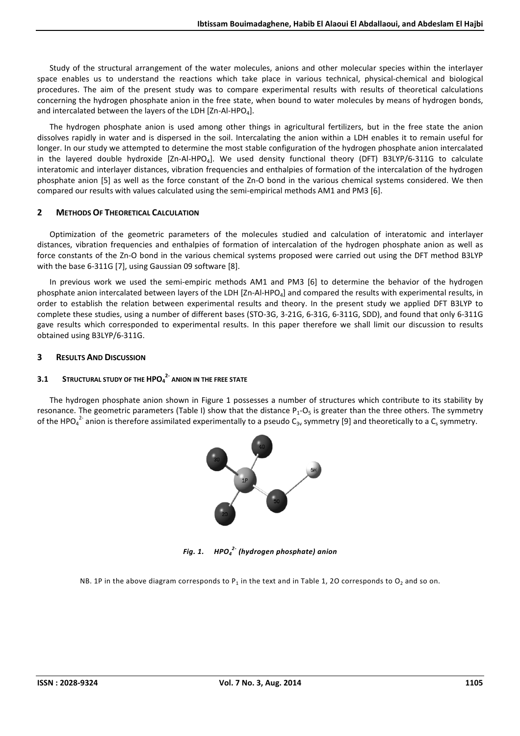Study of the structural arrangement of the water molecules, anions and other molecular species within the interlayer space enables us to understand the reactions which take place in various technical, physical-chemical and biological procedures. The aim of the present study was to compare experimental results with results of theoretical calculations concerning the hydrogen phosphate anion in the free state, when bound to water molecules by means of hydrogen bonds, and intercalated between the layers of the LDH [Zn-Al-$HPO_4$].

The hydrogen phosphate anion is used among other things in agricultural fertilizers, but in the free state the anion dissolves rapidly in water and is dispersed in the soil. Intercalating the anion within a LDH enables it to remain useful for longer. In our study we attempted to determine the most stable configuration of the hydrogen phosphate anion intercalated in the layered double hydroxide [Zn-Al-$HPO_4$]. We used density functional theory (DFT) B3LYP/6-311G to calculate interatomic and interlayer distances, vibration frequencies and enthalpies of formation of the intercalation of the hydrogen phosphate anion [5] as well as the force constant of the Zn-O bond in the various chemical systems considered. We then compared our results with values calculated using the semi-empirical methods AM1 and PM3 [6].

## 2 METHODS OF THEORETICAL CALCULATION

Optimization of the geometric parameters of the molecules studied and calculation of interatomic and interlayer distances, vibration frequencies and enthalpies of formation of intercalation of the hydrogen phosphate anion as well as force constants of the Zn-O bond in the various chemical systems proposed were carried out using the DFT method B3LYP with the base 6-311G [7], using Gaussian 09 software [8].

In previous work we used the semi-empiric methods AM1 and PM3 [6] to determine the behavior of the hydrogen phosphate anion intercalated between layers of the LDH [Zn-Al-$HPO_4$] and compared the results with experimental results, in order to establish the relation between experimental results and theory. In the present study we applied DFT B3LYP to complete these studies, using a number of different bases (STO-3G, 3-21G, 6-31G, 6-311G, SDD), and found that only 6-311G gave results which corresponded to experimental results. In this paper therefore we shall limit our discussion to results obtained using B3LYP/6-311G.

## 3 RESULTS AND DISCUSSION

### 3.1 STRUCTURAL STUDY OF THE $HPO_4^{2-}$ ANION IN THE FREE STATE

The hydrogen phosphate anion shown in Figure 1 possesses a number of structures which contribute to its stability by resonance. The geometric parameters (Table I) show that the distance $P_1$-$O_5$ is greater than the three others. The symmetry of the $HPO_4^{2-}$ anion is therefore assimilated experimentally to a pseudo $C_{3v}$ symmetry [9] and theoretically to a $C_s$ symmetry.

*Fig. 1. $HPO_4^{2-}$ (hydrogen phosphate) anion*

NB. 1P in the above diagram corresponds to $P_1$ in the text and in Table 1, 2O corresponds to $O_2$ and so on.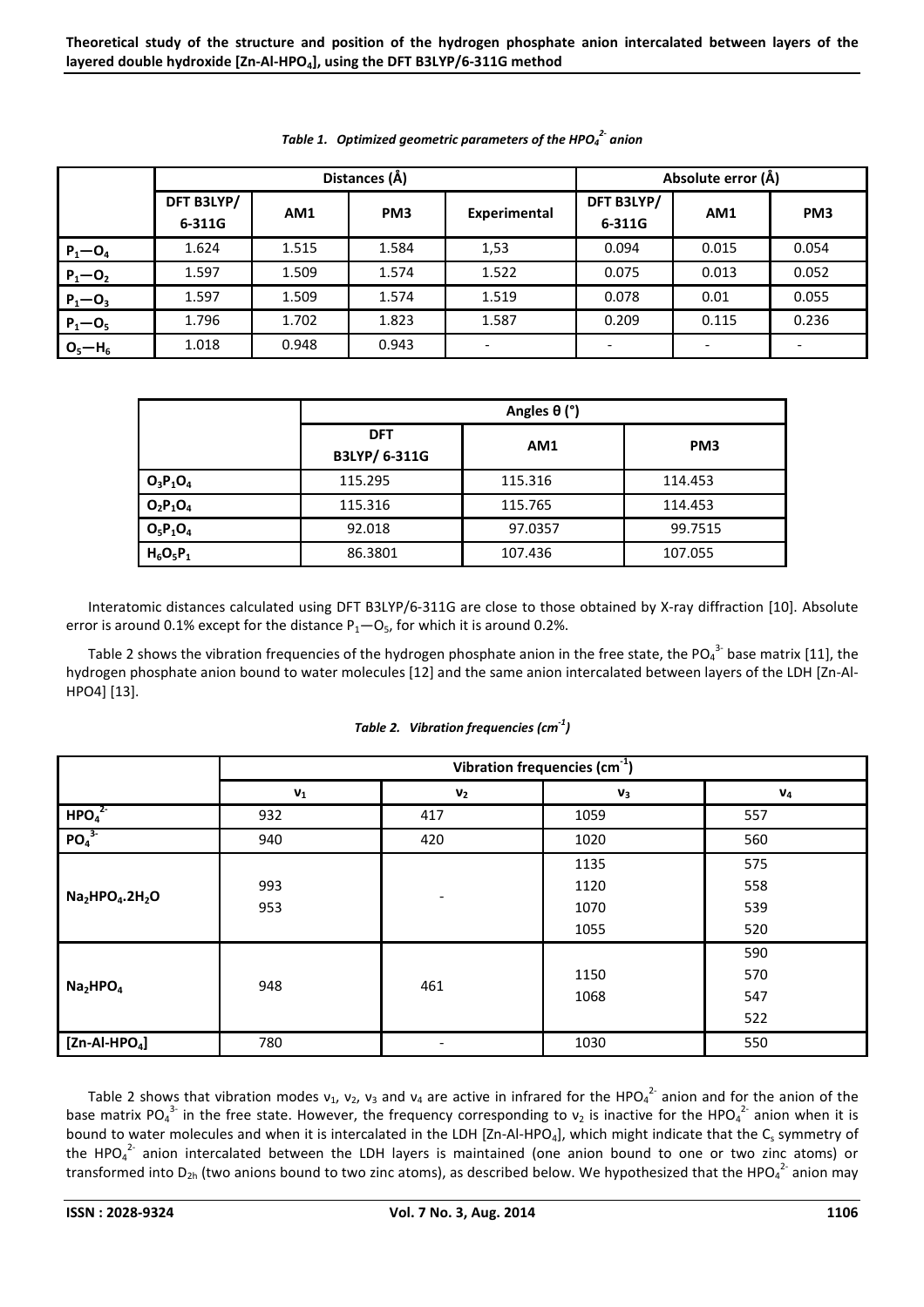*Table 1. Optimized geometric parameters of the $HPO_4^{2-}$ anion*

| | Distances (Å) | | | | Absolute error (Å) | | |
|---|---|---|---|---|---|---|---|
| | DFT B3LYP/ 6-311G | AM1 | PM3 | Experimental | DFT B3LYP/ 6-311G | AM1 | PM3 |
| $P_1—O_4$ | 1.624 | 1.515 | 1.584 | 1,53 | 0.094 | 0.015 | 0.054 |
| $P_1—O_2$ | 1.597 | 1.509 | 1.574 | 1.522 | 0.075 | 0.013 | 0.052 |
| $P_1—O_3$ | 1.597 | 1.509 | 1.574 | 1.519 | 0.078 | 0.01 | 0.055 |
| $P_1—O_5$ | 1.796 | 1.702 | 1.823 | 1.587 | 0.209 | 0.115 | 0.236 |
| $O_5—H_6$ | 1.018 | 0.948 | 0.943 | - | - | - | - |

| | Angles θ (°) | | |
|---|---|---|---|
| | DFT B3LYP/ 6-311G | AM1 | PM3 |
| $O_3P_1O_4$ | 115.295 | 115.316 | 114.453 |
| $O_2P_1O_4$ | 115.316 | 115.765 | 114.453 |
| $O_5P_1O_4$ | 92.018 | 97.0357 | 99.7515 |
| $H_6O_5P_1$ | 86.3801 | 107.436 | 107.055 |

Interatomic distances calculated using DFT B3LYP/6-311G are close to those obtained by X-ray diffraction [10]. Absolute error is around 0.1% except for the distance $P_1—O_5$, for which it is around 0.2%.

Table 2 shows the vibration frequencies of the hydrogen phosphate anion in the free state, the $PO_4^{3-}$ base matrix [11], the hydrogen phosphate anion bound to water molecules [12] and the same anion intercalated between layers of the LDH [Zn-Al-HPO4] [13].

*Table 2. Vibration frequencies ($cm^{-1}$)*

| | Vibration frequencies ($cm^{-1}$) | | | |
|---|---|---|---|---|
| | $\nu_1$ | $\nu_2$ | $\nu_3$ | $\nu_4$ |
| $HPO_4^{2-}$ | 932 | 417 | 1059 | 557 |
| $PO_4^{3-}$ | 940 | 420 | 1020 | 560 |
| $Na_2HPO_4.2H_2O$ | 993<br>953 | - | 1135<br>1120<br>1070<br>1055 | 575<br>558<br>539<br>520 |
| $Na_2HPO_4$ | 948 | 461 | 1150<br>1068 | 590<br>570<br>547<br>522 |
| [Zn-Al-$HPO_4$] | 780 | - | 1030 | 550 |

Table 2 shows that vibration modes $\nu_1$, $\nu_2$, $\nu_3$ and $\nu_4$ are active in infrared for the $HPO_4^{2-}$ anion and for the anion of the base matrix $PO_4^{3-}$ in the free state. However, the frequency corresponding to $\nu_2$ is inactive for the $HPO_4^{2-}$ anion when it is bound to water molecules and when it is intercalated in the LDH [Zn-Al-$HPO_4$], which might indicate that the $C_s$ symmetry of the $HPO_4^{2-}$ anion intercalated between the LDH layers is maintained (one anion bound to one or two zinc atoms) or transformed into $D_{2h}$ (two anions bound to two zinc atoms), as described below. We hypothesized that the $HPO_4^{2-}$ anion may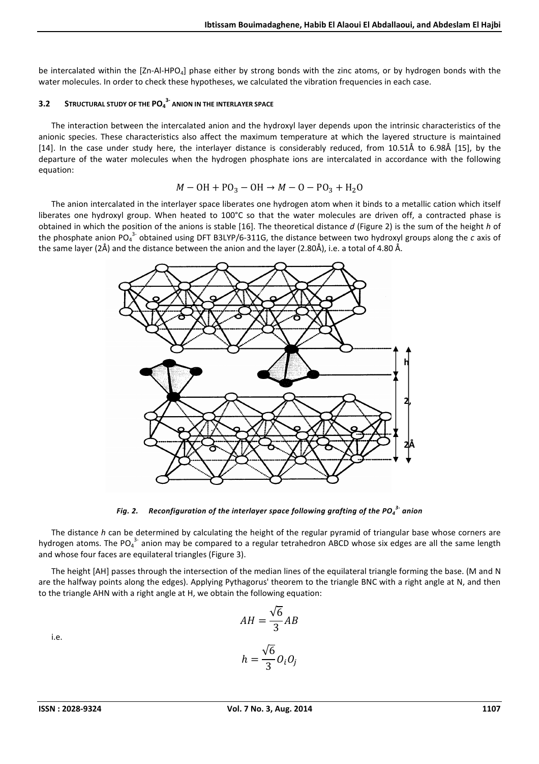be intercalated within the [Zn-Al-$HPO_4$] phase either by strong bonds with the zinc atoms, or by hydrogen bonds with the water molecules. In order to check these hypotheses, we calculated the vibration frequencies in each case.

### 3.2 STRUCTURAL STUDY OF THE $PO_4^{3-}$ ANION IN THE INTERLAYER SPACE

The interaction between the intercalated anion and the hydroxyl layer depends upon the intrinsic characteristics of the anionic species. These characteristics also affect the maximum temperature at which the layered structure is maintained [14]. In the case under study here, the interlayer distance is considerably reduced, from 10.51Å to 6.98Å [15], by the departure of the water molecules when the hydrogen phosphate ions are intercalated in accordance with the following equation:

$$M - \mathrm{OH} + \mathrm{PO_3} - \mathrm{OH} \rightarrow M - \mathrm{O} - \mathrm{PO_3} + \mathrm{H_2O}$$

The anion intercalated in the interlayer space liberates one hydrogen atom when it binds to a metallic cation which itself liberates one hydroxyl group. When heated to 100°C so that the water molecules are driven off, a contracted phase is obtained in which the position of the anions is stable [16]. The theoretical distance *d* (Figure 2) is the sum of the height *h* of the phosphate anion $PO_4^{3-}$ obtained using DFT B3LYP/6-311G, the distance between two hydroxyl groups along the *c* axis of the same layer (2Å) and the distance between the anion and the layer (2.80Å), i.e. a total of 4.80 Å.

*Fig. 2. Reconfiguration of the interlayer space following grafting of the $PO_4^{3-}$ anion*

The distance *h* can be determined by calculating the height of the regular pyramid of triangular base whose corners are hydrogen atoms. The $PO_4^{3-}$ anion may be compared to a regular tetrahedron ABCD whose six edges are all the same length and whose four faces are equilateral triangles (Figure 3).

The height [AH] passes through the intersection of the median lines of the equilateral triangle forming the base. (M and N are the halfway points along the edges). Applying Pythagorus' theorem to the triangle BNC with a right angle at N, and then to the triangle AHN with a right angle at H, we obtain the following equation:

$$AH = \frac{\sqrt{6}}{3}AB$$

i.e.

$$h = \frac{\sqrt{6}}{3}O_iO_j$$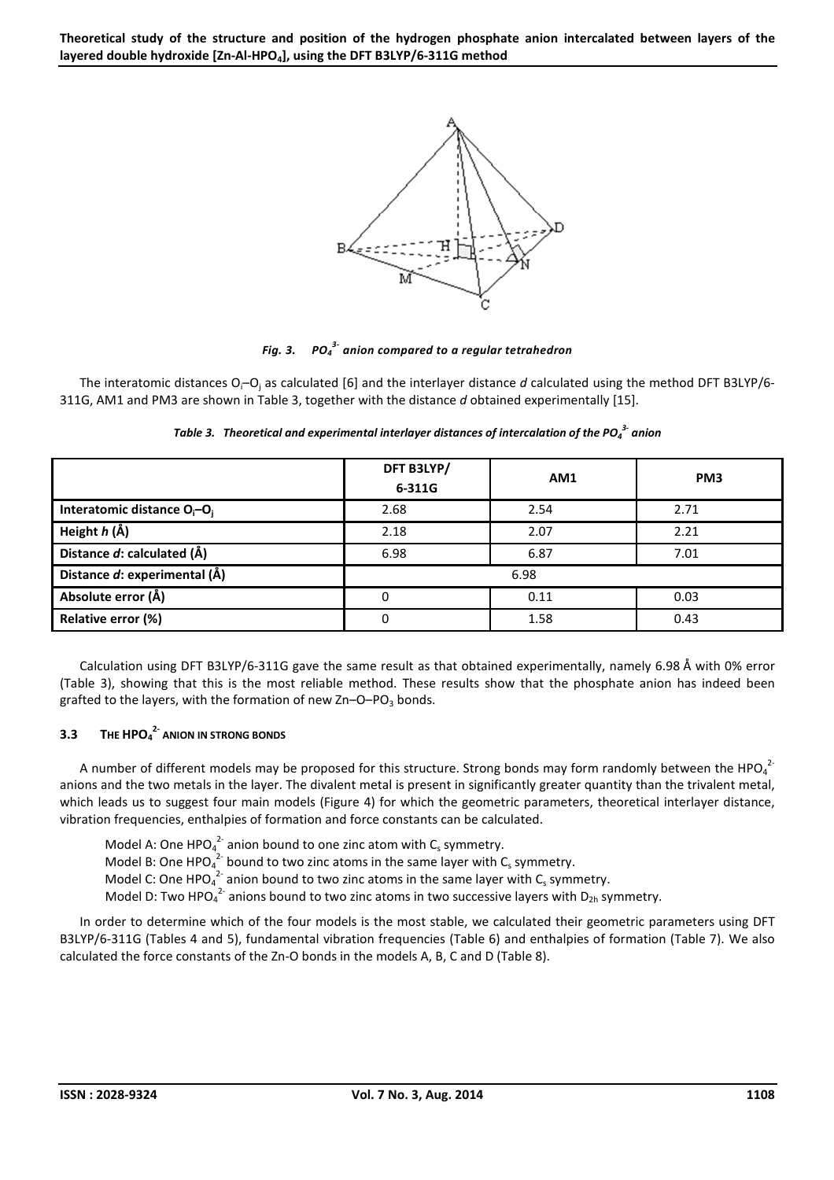Fig. 3. $PO_4^{3-}$ anion compared to a regular tetrahedron

The interatomic distances $O_i$–$O_j$ as calculated [6] and the interlayer distance $d$ calculated using the method DFT B3LYP/6-311G, AM1 and PM3 are shown in Table 3, together with the distance $d$ obtained experimentally [15].

*Table 3. Theoretical and experimental interlayer distances of intercalation of the $PO_4^{3-}$ anion*

| | DFT B3LYP/ 6-311G | AM1 | PM3 |
|---|---|---|---|
| **Interatomic distance $O_i$–$O_j$** | 2.68 | 2.54 | 2.71 |
| **Height $h$ (Å)** | 2.18 | 2.07 | 2.21 |
| **Distance $d$: calculated (Å)** | 6.98 | 6.87 | 7.01 |
| **Distance $d$: experimental (Å)** | 6.98 | | |
| **Absolute error (Å)** | 0 | 0.11 | 0.03 |
| **Relative error (%)** | 0 | 1.58 | 0.43 |

Calculation using DFT B3LYP/6-311G gave the same result as that obtained experimentally, namely 6.98 Å with 0% error (Table 3), showing that this is the most reliable method. These results show that the phosphate anion has indeed been grafted to the layers, with the formation of new Zn–O–$PO_3$ bonds.

### 3.3 THE $HPO_4^{2-}$ ANION IN STRONG BONDS

A number of different models may be proposed for this structure. Strong bonds may form randomly between the $HPO_4^{2-}$ anions and the two metals in the layer. The divalent metal is present in significantly greater quantity than the trivalent metal, which leads us to suggest four main models (Figure 4) for which the geometric parameters, theoretical interlayer distance, vibration frequencies, enthalpies of formation and force constants can be calculated.

Model A: One $HPO_4^{2-}$ anion bound to one zinc atom with $C_s$ symmetry.
Model B: One $HPO_4^{2-}$ bound to two zinc atoms in the same layer with $C_s$ symmetry.
Model C: One $HPO_4^{2-}$ anion bound to two zinc atoms in the same layer with $C_s$ symmetry.
Model D: Two $HPO_4^{2-}$ anions bound to two zinc atoms in two successive layers with $D_{2h}$ symmetry.

In order to determine which of the four models is the most stable, we calculated their geometric parameters using DFT B3LYP/6-311G (Tables 4 and 5), fundamental vibration frequencies (Table 6) and enthalpies of formation (Table 7). We also calculated the force constants of the Zn-O bonds in the models A, B, C and D (Table 8).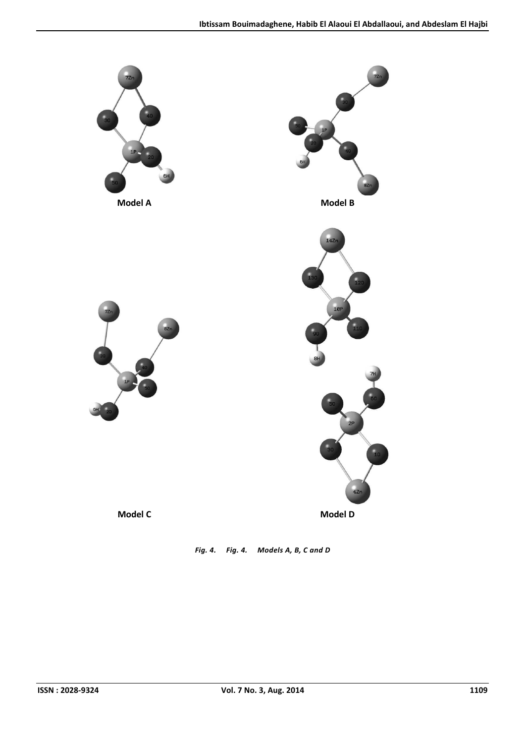Model A

Model B

Model C

Model D

*Fig. 4. Fig. 4. Models A, B, C and D*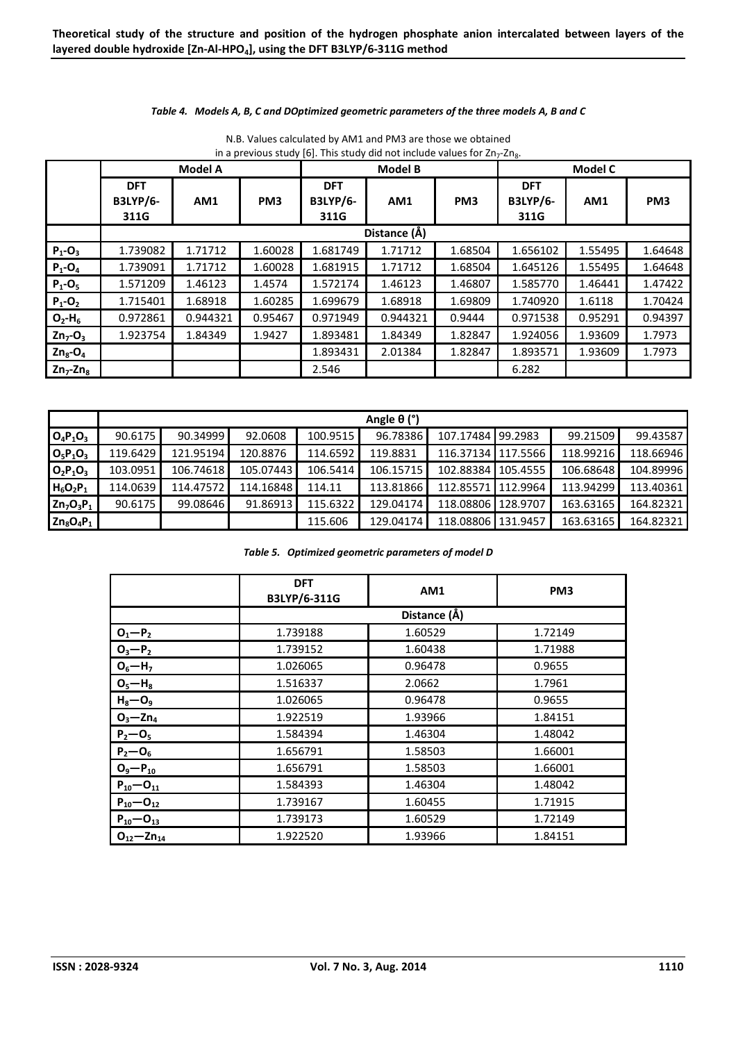*Table 4. Models A, B, C and DOptimized geometric parameters of the three models A, B and C*

N.B. Values calculated by AM1 and PM3 are those we obtained in a previous study [6]. This study did not include values for $Zn_7$-$Zn_8$.

| | Model A | | | Model B | | | Model C | | |
|---|---|---|---|---|---|---|---|---|---|
| | DFT B3LYP/6-311G | AM1 | PM3 | DFT B3LYP/6-311G | AM1 | PM3 | DFT B3LYP/6-311G | AM1 | PM3 |
| | Distance (Å) | | | | | | | | |
| $P_1$-$O_3$ | 1.739082 | 1.71712 | 1.60028 | 1.681749 | 1.71712 | 1.68504 | 1.656102 | 1.55495 | 1.64648 |
| $P_1$-$O_4$ | 1.739091 | 1.71712 | 1.60028 | 1.681915 | 1.71712 | 1.68504 | 1.645126 | 1.55495 | 1.64648 |
| $P_1$-$O_5$ | 1.571209 | 1.46123 | 1.4574 | 1.572174 | 1.46123 | 1.46807 | 1.585770 | 1.46441 | 1.47422 |
| $P_1$-$O_2$ | 1.715401 | 1.68918 | 1.60285 | 1.699679 | 1.68918 | 1.69809 | 1.740920 | 1.6118 | 1.70424 |
| $O_2$-$H_6$ | 0.972861 | 0.944321 | 0.95467 | 0.971949 | 0.944321 | 0.9444 | 0.971538 | 0.95291 | 0.94397 |
| $Zn_7$-$O_3$ | 1.923754 | 1.84349 | 1.9427 | 1.893481 | 1.84349 | 1.82847 | 1.924056 | 1.93609 | 1.7973 |
| $Zn_8$-$O_4$ | | | | 1.893431 | 2.01384 | 1.82847 | 1.893571 | 1.93609 | 1.7973 |
| $Zn_7$-$Zn_8$ | | | | 2.546 | | | 6.282 | | |
| | Angle θ (°) | | | | | | | | |
| $O_4P_1O_3$ | 90.6175 | 90.34999 | 92.0608 | 100.9515 | 96.78386 | 107.17484 | 99.2983 | 99.21509 | 99.43587 |
| $O_5P_1O_3$ | 119.6429 | 121.95194 | 120.8876 | 114.6592 | 119.8831 | 116.37134 | 117.5566 | 118.99216 | 118.66946 |
| $O_2P_1O_3$ | 103.0951 | 106.74618 | 105.07443 | 106.5414 | 106.15715 | 102.88384 | 105.4555 | 106.68648 | 104.89996 |
| $H_6O_2P_1$ | 114.0639 | 114.47572 | 114.16848 | 114.11 | 113.81866 | 112.85571 | 112.9964 | 113.94299 | 113.40361 |
| $Zn_7O_3P_1$ | 90.6175 | 99.08646 | 91.86913 | 115.6322 | 129.04174 | 118.08806 | 128.9707 | 163.63165 | 164.82321 |
| $Zn_8O_4P_1$ | | | | 115.606 | 129.04174 | 118.08806 | 131.9457 | 163.63165 | 164.82321 |

*Table 5. Optimized geometric parameters of model D*

| | DFT B3LYP/6-311G | AM1 | PM3 |
|---|---|---|---|
| | Distance (Å) | | |
| $O_1$—$P_2$ | 1.739188 | 1.60529 | 1.72149 |
| $O_3$—$P_2$ | 1.739152 | 1.60438 | 1.71988 |
| $O_6$—$H_7$ | 1.026065 | 0.96478 | 0.9655 |
| $O_5$—$H_8$ | 1.516337 | 2.0662 | 1.7961 |
| $H_8$—$O_9$ | 1.026065 | 0.96478 | 0.9655 |
| $O_3$—$Zn_4$ | 1.922519 | 1.93966 | 1.84151 |
| $P_2$—$O_5$ | 1.584394 | 1.46304 | 1.48042 |
| $P_2$—$O_6$ | 1.656791 | 1.58503 | 1.66001 |
| $O_9$—$P_{10}$ | 1.656791 | 1.58503 | 1.66001 |
| $P_{10}$—$O_{11}$ | 1.584393 | 1.46304 | 1.48042 |
| $P_{10}$—$O_{12}$ | 1.739167 | 1.60455 | 1.71915 |
| $P_{10}$—$O_{13}$ | 1.739173 | 1.60529 | 1.72149 |
| $O_{12}$—$Zn_{14}$ | 1.922520 | 1.93966 | 1.84151 |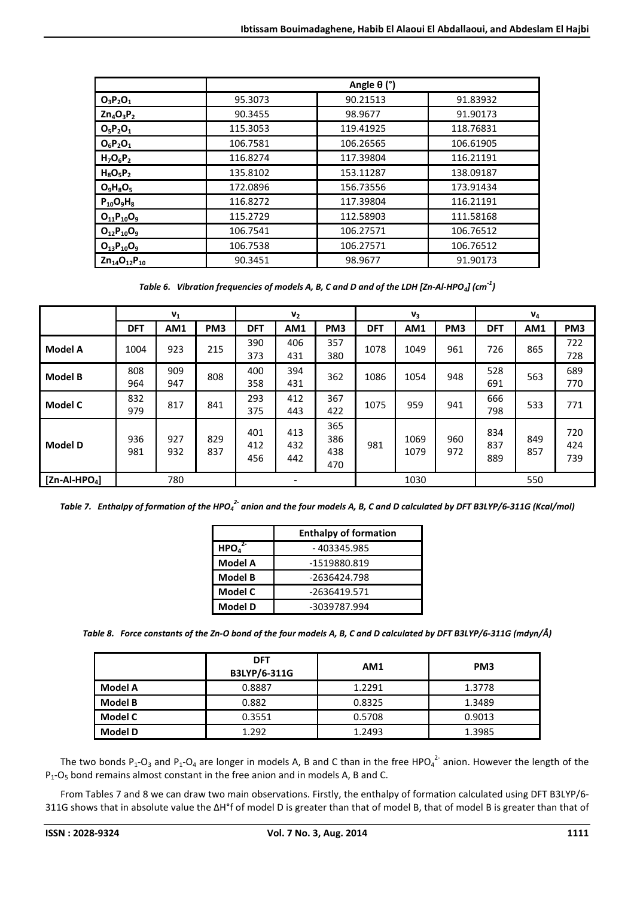| | Angle θ (°) | | |
|---|---|---|---|
| $O_3P_2O_1$ | 95.3073 | 90.21513 | 91.83932 |
| $Zn_4O_3P_2$ | 90.3455 | 98.9677 | 91.90173 |
| $O_5P_2O_1$ | 115.3053 | 119.41925 | 118.76831 |
| $O_6P_2O_1$ | 106.7581 | 106.26565 | 106.61905 |
| $H_7O_6P_2$ | 116.8274 | 117.39804 | 116.21191 |
| $H_8O_5P_2$ | 135.8102 | 153.11287 | 138.09187 |
| $O_9H_8O_5$ | 172.0896 | 156.73556 | 173.91434 |
| $P_{10}O_9H_8$ | 116.8272 | 117.39804 | 116.21191 |
| $O_{11}P_{10}O_9$ | 115.2729 | 112.58903 | 111.58168 |
| $O_{12}P_{10}O_9$ | 106.7541 | 106.27571 | 106.76512 |
| $O_{13}P_{10}O_9$ | 106.7538 | 106.27571 | 106.76512 |
| $Zn_{14}O_{12}P_{10}$ | 90.3451 | 98.9677 | 91.90173 |

*Table 6. Vibration frequencies of models A, B, C and D and of the LDH [Zn-Al-$HPO_4$] ($cm^{-1}$)*

| | $v_1$ | | | $v_2$ | | | $v_3$ | | | $v_4$ | | |
|---|---|---|---|---|---|---|---|---|---|---|---|---|
| | DFT | AM1 | PM3 | DFT | AM1 | PM3 | DFT | AM1 | PM3 | DFT | AM1 | PM3 |
| **Model A** | 1004 | 923 | 215 | 390 373 | 406 431 | 357 380 | 1078 | 1049 | 961 | 726 | 865 | 722 728 |
| **Model B** | 808 964 | 909 947 | 808 | 400 358 | 394 431 | 362 | 1086 | 1054 | 948 | 528 691 | 563 | 689 770 |
| **Model C** | 832 979 | 817 | 841 | 293 375 | 412 443 | 367 422 | 1075 | 959 | 941 | 666 798 | 533 | 771 |
| **Model D** | 936 981 | 927 932 | 829 837 | 401 412 456 | 413 432 442 | 365 386 438 470 | 981 | 1069 1079 | 960 972 | 834 837 889 | 849 857 | 720 424 739 |
| **[Zn-Al-$HPO_4$]** | 780 | | | - | | | 1030 | | | 550 | | |

*Table 7. Enthalpy of formation of the $HPO_4^{2-}$ anion and the four models A, B, C and D calculated by DFT B3LYP/6-311G (Kcal/mol)*

| | Enthalpy of formation |
|---|---|
| $HPO_4^{2-}$ | - 403345.985 |
| **Model A** | -1519880.819 |
| **Model B** | -2636424.798 |
| **Model C** | -2636419.571 |
| **Model D** | -3039787.994 |

*Table 8. Force constants of the Zn-O bond of the four models A, B, C and D calculated by DFT B3LYP/6-311G (mdyn/Å)*

| | DFT B3LYP/6-311G | AM1 | PM3 |
|---|---|---|---|
| **Model A** | 0.8887 | 1.2291 | 1.3778 |
| **Model B** | 0.882 | 0.8325 | 1.3489 |
| **Model C** | 0.3551 | 0.5708 | 0.9013 |
| **Model D** | 1.292 | 1.2493 | 1.3985 |

The two bonds $P_1$-$O_3$ and $P_1$-$O_4$ are longer in models A, B and C than in the free $HPO_4^{2-}$ anion. However the length of the $P_1$-$O_5$ bond remains almost constant in the free anion and in models A, B and C.

From Tables 7 and 8 we can draw two main observations. Firstly, the enthalpy of formation calculated using DFT B3LYP/6-311G shows that in absolute value the ΔH°f of model D is greater than that of model B, that of model B is greater than that of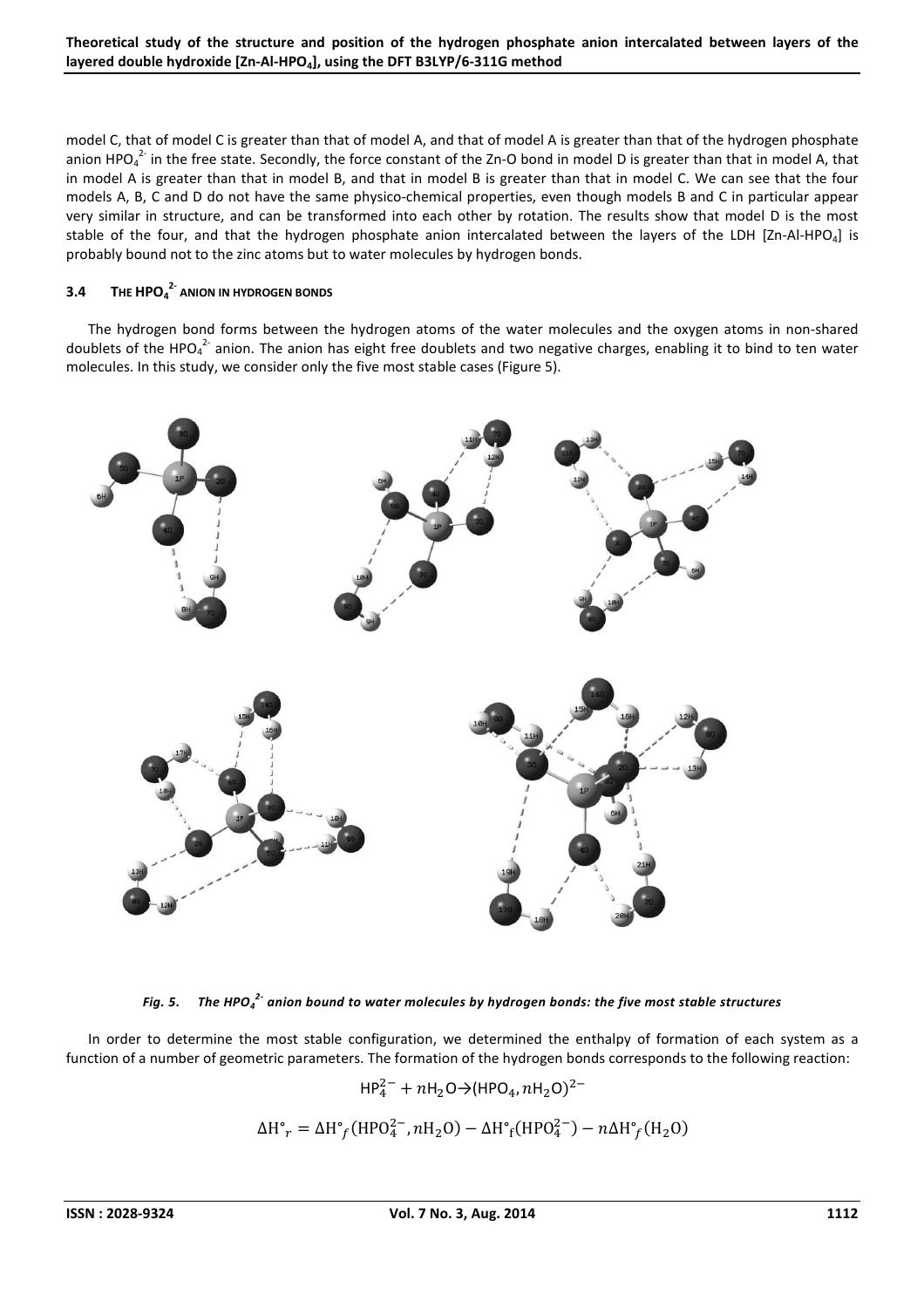model C, that of model C is greater than that of model A, and that of model A is greater than that of the hydrogen phosphate anion $HPO_4^{2-}$ in the free state. Secondly, the force constant of the Zn-O bond in model D is greater than that in model A, that in model A is greater than that in model B, and that in model B is greater than that in model C. We can see that the four models A, B, C and D do not have the same physico-chemical properties, even though models B and C in particular appear very similar in structure, and can be transformed into each other by rotation. The results show that model D is the most stable of the four, and that the hydrogen phosphate anion intercalated between the layers of the LDH [Zn-Al-$HPO_4$] is probably bound not to the zinc atoms but to water molecules by hydrogen bonds.

### 3.4 The $HPO_4^{2-}$ anion in hydrogen bonds

The hydrogen bond forms between the hydrogen atoms of the water molecules and the oxygen atoms in non-shared doublets of the $HPO_4^{2-}$ anion. The anion has eight free doublets and two negative charges, enabling it to bind to ten water molecules. In this study, we consider only the five most stable cases (Figure 5).

*Fig. 5. The $HPO_4^{2-}$ anion bound to water molecules by hydrogen bonds: the five most stable structures*

In order to determine the most stable configuration, we determined the enthalpy of formation of each system as a function of a number of geometric parameters. The formation of the hydrogen bonds corresponds to the following reaction:

$$HP_4^{2-} + nH_2O \rightarrow (HPO_4, nH_2O)^{2-}$$

$$\Delta H^\circ_r = \Delta H^\circ_f(HPO_4^{2-}, nH_2O) - \Delta H^\circ_f(HPO_4^{2-}) - n\Delta H^\circ_f(H_2O)$$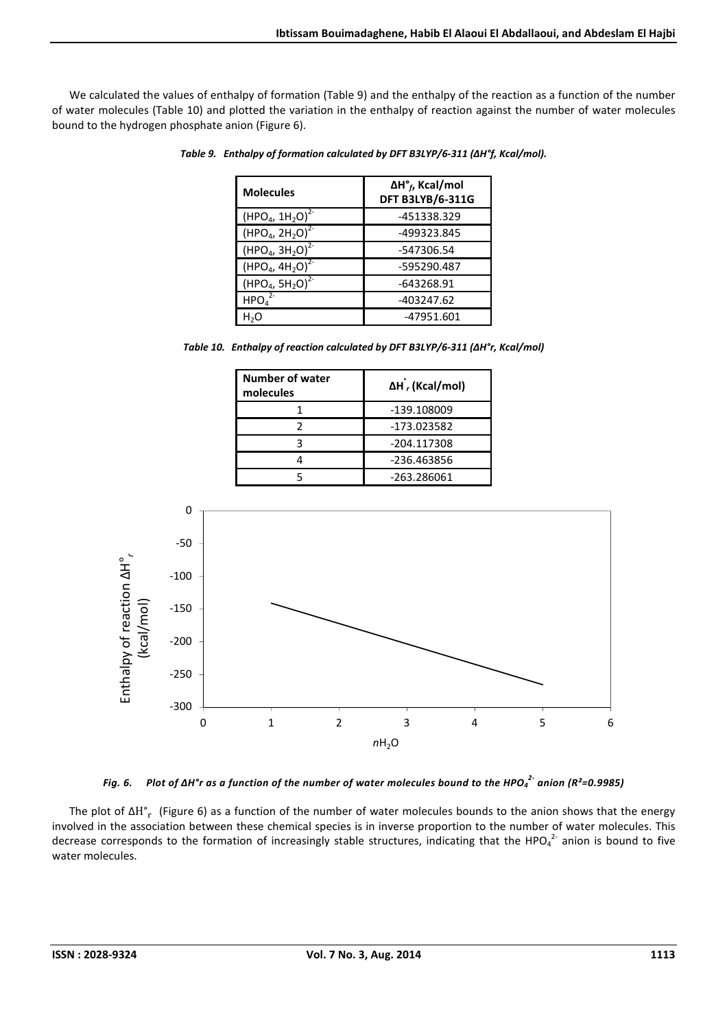We calculated the values of enthalpy of formation (Table 9) and the enthalpy of the reaction as a function of the number of water molecules (Table 10) and plotted the variation in the enthalpy of reaction against the number of water molecules bound to the hydrogen phosphate anion (Figure 6).

*Table 9. Enthalpy of formation calculated by DFT B3LYP/6-311 (ΔH°f, Kcal/mol).*

| Molecules | $\Delta H^{\circ}_{f}$, Kcal/mol DFT B3LYB/6-311G |
|---|---|
| $(HPO_4, 1H_2O)^{2-}$ | -451338.329 |
| $(HPO_4, 2H_2O)^{2-}$ | -499323.845 |
| $(HPO_4, 3H_2O)^{2-}$ | -547306.54 |
| $(HPO_4, 4H_2O)^{2-}$ | -595290.487 |
| $(HPO_4, 5H_2O)^{2-}$ | -643268.91 |
| $HPO_4^{2-}$ | -403247.62 |
| $H_2O$ | -47951.601 |

*Table 10. Enthalpy of reaction calculated by DFT B3LYP/6-311 (ΔH°r, Kcal/mol)*

| Number of water molecules | $\Delta H^{\circ}_{r}$ (Kcal/mol) |
|---|---|
| 1 | -139.108009 |
| 2 | -173.023582 |
| 3 | -204.117308 |
| 4 | -236.463856 |
| 5 | -263.286061 |

*Fig. 6. Plot of ΔH°r as a function of the number of water molecules bound to the $HPO_4^{2-}$ anion ($R^2$=0.9985)*

The plot of $\Delta H^{\circ}_{r}$ (Figure 6) as a function of the number of water molecules bounds to the anion shows that the energy involved in the association between these chemical species is in inverse proportion to the number of water molecules. This decrease corresponds to the formation of increasingly stable structures, indicating that the $HPO_4^{2-}$ anion is bound to five water molecules.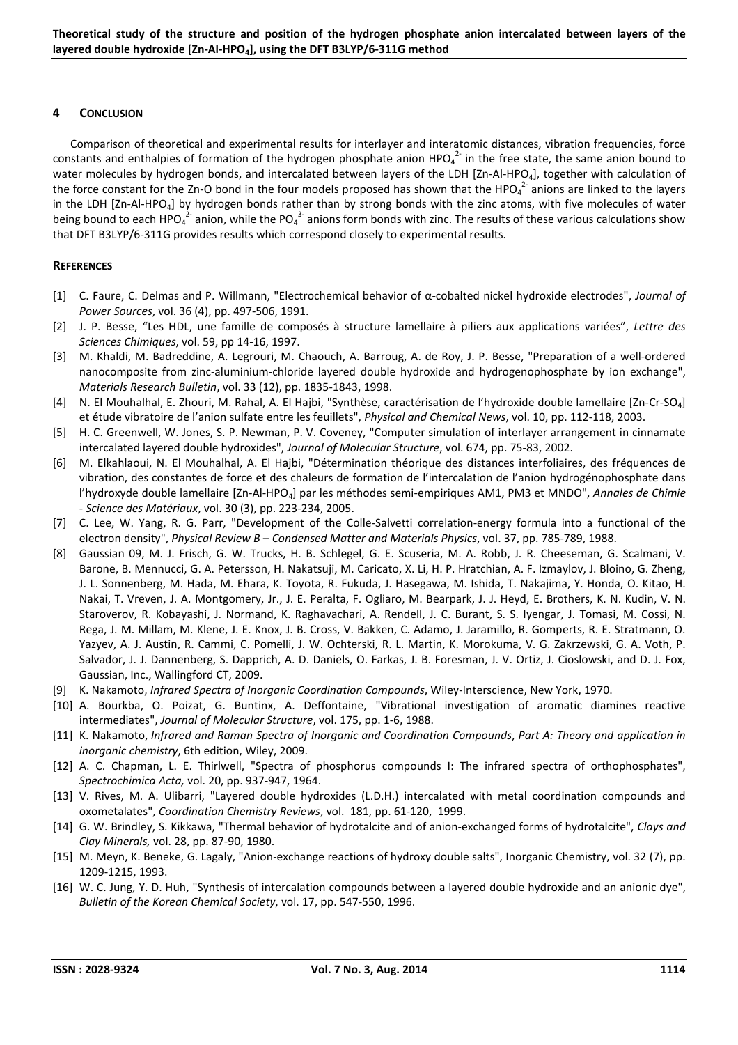## 4 CONCLUSION

Comparison of theoretical and experimental results for interlayer and interatomic distances, vibration frequencies, force constants and enthalpies of formation of the hydrogen phosphate anion $HPO_4^{2-}$ in the free state, the same anion bound to water molecules by hydrogen bonds, and intercalated between layers of the LDH [Zn-Al-$HPO_4$], together with calculation of the force constant for the Zn-O bond in the four models proposed has shown that the $HPO_4^{2-}$ anions are linked to the layers in the LDH [Zn-Al-$HPO_4$] by hydrogen bonds rather than by strong bonds with the zinc atoms, with five molecules of water being bound to each $HPO_4^{2-}$ anion, while the $PO_4^{3-}$ anions form bonds with zinc. The results of these various calculations show that DFT B3LYP/6-311G provides results which correspond closely to experimental results.

## REFERENCES

[1] C. Faure, C. Delmas and P. Willmann, "Electrochemical behavior of α-cobalted nickel hydroxide electrodes", *Journal of Power Sources*, vol. 36 (4), pp. 497-506, 1991.

[2] J. P. Besse, "Les HDL, une famille de composés à structure lamellaire à piliers aux applications variées", *Lettre des Sciences Chimiques*, vol. 59, pp 14-16, 1997.

[3] M. Khaldi, M. Badreddine, A. Legrouri, M. Chaouch, A. Barroug, A. de Roy, J. P. Besse, "Preparation of a well-ordered nanocomposite from zinc-aluminium-chloride layered double hydroxide and hydrogenophosphate by ion exchange", *Materials Research Bulletin*, vol. 33 (12), pp. 1835-1843, 1998.

[4] N. El Mouhalhal, E. Zhouri, M. Rahal, A. El Hajbi, "Synthèse, caractérisation de l'hydroxide double lamellaire [Zn-Cr-$SO_4$] et étude vibratoire de l'anion sulfate entre les feuillets", *Physical and Chemical News*, vol. 10, pp. 112-118, 2003.

[5] H. C. Greenwell, W. Jones, S. P. Newman, P. V. Coveney, "Computer simulation of interlayer arrangement in cinnamate intercalated layered double hydroxides", *Journal of Molecular Structure*, vol. 674, pp. 75-83, 2002.

[6] M. Elkahlaoui, N. El Mouhalhal, A. El Hajbi, "Détermination théorique des distances interfoliaires, des fréquences de vibration, des constantes de force et des chaleurs de formation de l'intercalation de l'anion hydrogénophosphate dans l'hydroxyde double lamellaire [Zn-Al-$HPO_4$] par les méthodes semi-empiriques AM1, PM3 et MNDO", *Annales de Chimie - Science des Matériaux*, vol. 30 (3), pp. 223-234, 2005.

[7] C. Lee, W. Yang, R. G. Parr, "Development of the Colle-Salvetti correlation-energy formula into a functional of the electron density", *Physical Review B – Condensed Matter and Materials Physics*, vol. 37, pp. 785-789, 1988.

[8] Gaussian 09, M. J. Frisch, G. W. Trucks, H. B. Schlegel, G. E. Scuseria, M. A. Robb, J. R. Cheeseman, G. Scalmani, V. Barone, B. Mennucci, G. A. Petersson, H. Nakatsuji, M. Caricato, X. Li, H. P. Hratchian, A. F. Izmaylov, J. Bloino, G. Zheng, J. L. Sonnenberg, M. Hada, M. Ehara, K. Toyota, R. Fukuda, J. Hasegawa, M. Ishida, T. Nakajima, Y. Honda, O. Kitao, H. Nakai, T. Vreven, J. A. Montgomery, Jr., J. E. Peralta, F. Ogliaro, M. Bearpark, J. J. Heyd, E. Brothers, K. N. Kudin, V. N. Staroverov, R. Kobayashi, J. Normand, K. Raghavachari, A. Rendell, J. C. Burant, S. S. Iyengar, J. Tomasi, M. Cossi, N. Rega, J. M. Millam, M. Klene, J. E. Knox, J. B. Cross, V. Bakken, C. Adamo, J. Jaramillo, R. Gomperts, R. E. Stratmann, O. Yazyev, A. J. Austin, R. Cammi, C. Pomelli, J. W. Ochterski, R. L. Martin, K. Morokuma, V. G. Zakrzewski, G. A. Voth, P. Salvador, J. J. Dannenberg, S. Dapprich, A. D. Daniels, O. Farkas, J. B. Foresman, J. V. Ortiz, J. Cioslowski, and D. J. Fox, Gaussian, Inc., Wallingford CT, 2009.

[9] K. Nakamoto, *Infrared Spectra of Inorganic Coordination Compounds*, Wiley-Interscience, New York, 1970.

[10] A. Bourkba, O. Poizat, G. Buntinx, A. Deffontaine, "Vibrational investigation of aromatic diamines reactive intermediates", *Journal of Molecular Structure*, vol. 175, pp. 1-6, 1988.

[11] K. Nakamoto, *Infrared and Raman Spectra of Inorganic and Coordination Compounds*, *Part A: Theory and application in inorganic chemistry*, 6th edition, Wiley, 2009.

[12] A. C. Chapman, L. E. Thirlwell, "Spectra of phosphorus compounds I: The infrared spectra of orthophosphates", *Spectrochimica Acta,* vol. 20, pp. 937-947, 1964.

[13] V. Rives, M. A. Ulibarri, "Layered double hydroxides (L.D.H.) intercalated with metal coordination compounds and oxometalates", *Coordination Chemistry Reviews*, vol. 181, pp. 61-120, 1999.

[14] G. W. Brindley, S. Kikkawa, "Thermal behavior of hydrotalcite and of anion-exchanged forms of hydrotalcite", *Clays and Clay Minerals,* vol. 28, pp. 87-90, 1980.

[15] M. Meyn, K. Beneke, G. Lagaly, "Anion-exchange reactions of hydroxy double salts", Inorganic Chemistry, vol. 32 (7), pp. 1209-1215, 1993.

[16] W. C. Jung, Y. D. Huh, "Synthesis of intercalation compounds between a layered double hydroxide and an anionic dye", *Bulletin of the Korean Chemical Society*, vol. 17, pp. 547-550, 1996.